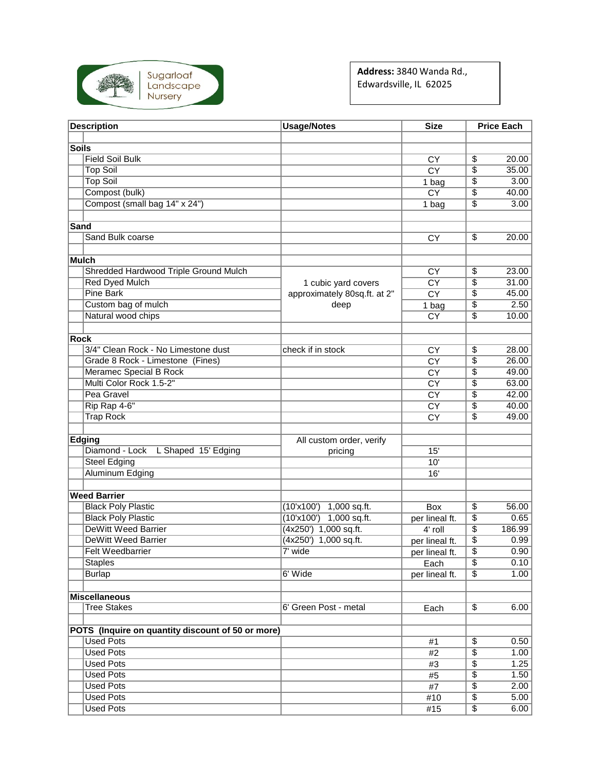Sugarloaf Landscape Nursery

**Address:** 3840 Wanda Rd., Edwardsville, IL 62025

| Description | Usage/Notes | Size | Price Each |
|---|---|---|---|
| | | | |
| **Soils** | | | |
| Field Soil Bulk | | CY | $ 20.00 |
| Top Soil | | CY | $ 35.00 |
| Top Soil | | 1 bag | $ 3.00 |
| Compost (bulk) | | CY | $ 40.00 |
| Compost (small bag 14" x 24") | | 1 bag | $ 3.00 |
| | | | |
| **Sand** | | | |
| Sand Bulk coarse | | CY | $ 20.00 |
| | | | |
| **Mulch** | | | |
| Shredded Hardwood Triple Ground Mulch | 1 cubic yard covers approximately 80sq.ft. at 2" deep | CY | $ 23.00 |
| Red Dyed Mulch | | CY | $ 31.00 |
| Pine Bark | | CY | $ 45.00 |
| Custom bag of mulch | | 1 bag | $ 2.50 |
| Natural wood chips | | CY | $ 10.00 |
| | | | |
| **Rock** | | | |
| 3/4" Clean Rock - No Limestone dust | check if in stock | CY | $ 28.00 |
| Grade 8 Rock - Limestone (Fines) | | CY | $ 26.00 |
| Meramec Special B Rock | | CY | $ 49.00 |
| Multi Color Rock 1.5-2" | | CY | $ 63.00 |
| Pea Gravel | | CY | $ 42.00 |
| Rip Rap 4-6" | | CY | $ 40.00 |
| Trap Rock | | CY | $ 49.00 |
| | | | |
| **Edging** | All custom order, verify pricing | | |
| Diamond - Lock L Shaped 15' Edging | | 15' | |
| Steel Edging | | 10' | |
| Aluminum Edging | | 16' | |
| | | | |
| **Weed Barrier** | | | |
| Black Poly Plastic | (10'x100') 1,000 sq.ft. | Box | $ 56.00 |
| Black Poly Plastic | (10'x100') 1,000 sq.ft. | per lineal ft. | $ 0.65 |
| DeWitt Weed Barrier | (4x250') 1,000 sq.ft. | 4' roll | $ 186.99 |
| DeWitt Weed Barrier | (4x250') 1,000 sq.ft. | per lineal ft. | $ 0.99 |
| Felt Weedbarrier | 7' wide | per lineal ft. | $ 0.90 |
| Staples | | Each | $ 0.10 |
| Burlap | 6' Wide | per lineal ft. | $ 1.00 |
| | | | |
| **Miscellaneous** | | | |
| Tree Stakes | 6' Green Post - metal | Each | $ 6.00 |
| | | | |
| **POTS (Inquire on quantity discount of 50 or more)** | | | |
| Used Pots | | #1 | $ 0.50 |
| Used Pots | | #2 | $ 1.00 |
| Used Pots | | #3 | $ 1.25 |
| Used Pots | | #5 | $ 1.50 |
| Used Pots | | #7 | $ 2.00 |
| Used Pots | | #10 | $ 5.00 |
| Used Pots | | #15 | $ 6.00 |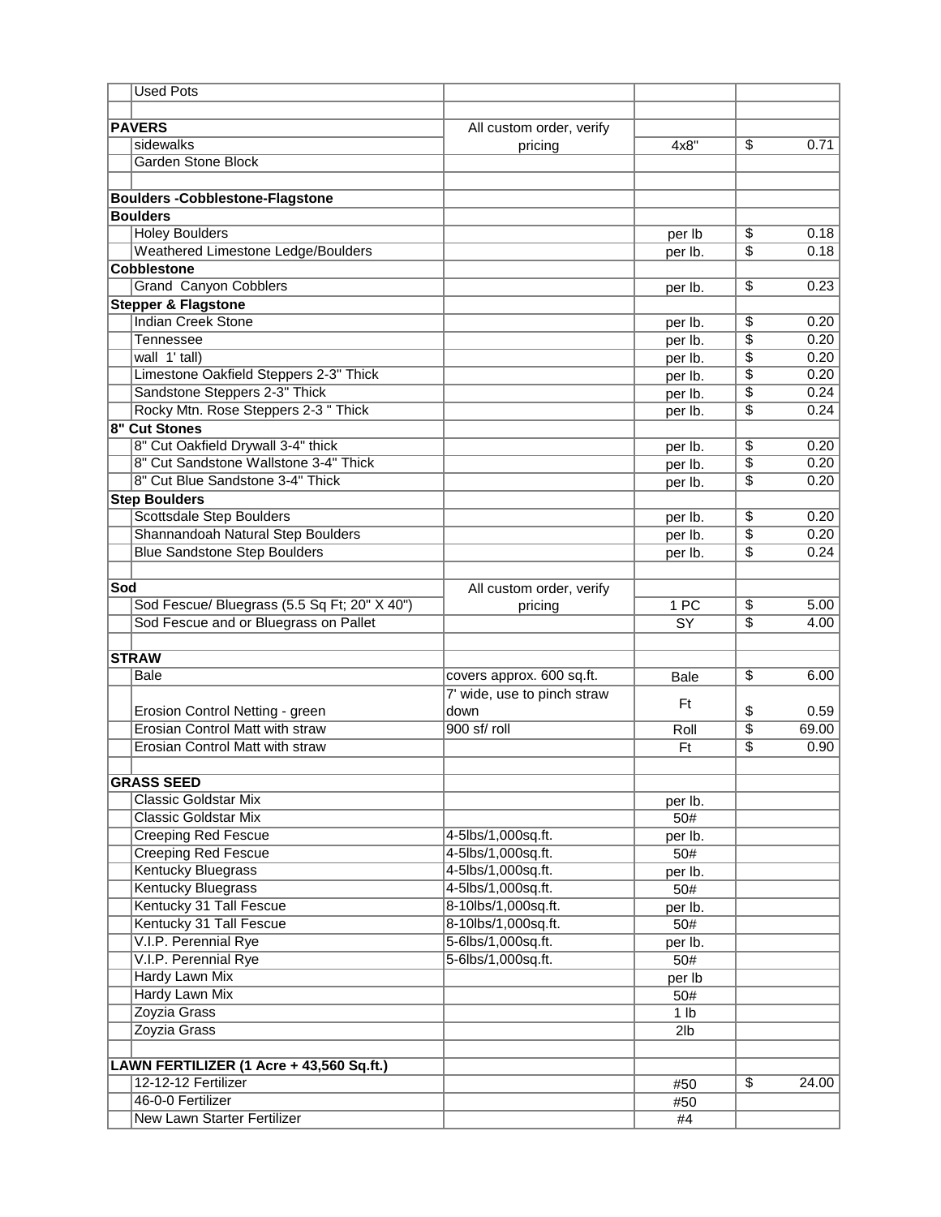| | Description | Notes | Unit | Price |
|---|---|---|---|---|
| | Used Pots | | | |
| | | | | |
| **PAVERS** | | All custom order, verify pricing | | |
| | sidewalks | | 4x8" | $ 0.71 |
| | Garden Stone Block | | | |
| | | | | |
| **Boulders -Cobblestone-Flagstone** | | | | |
| **Boulders** | | | | |
| | Holey Boulders | | per lb | $ 0.18 |
| | Weathered Limestone Ledge/Boulders | | per lb. | $ 0.18 |
| **Cobblestone** | | | | |
| | Grand Canyon Cobblers | | per lb. | $ 0.23 |
| **Stepper & Flagstone** | | | | |
| | Indian Creek Stone | | per lb. | $ 0.20 |
| | Tennessee | | per lb. | $ 0.20 |
| | wall 1' tall) | | per lb. | $ 0.20 |
| | Limestone Oakfield Steppers 2-3" Thick | | per lb. | $ 0.20 |
| | Sandstone Steppers 2-3" Thick | | per lb. | $ 0.24 |
| | Rocky Mtn. Rose Steppers 2-3 " Thick | | per lb. | $ 0.24 |
| **8" Cut Stones** | | | | |
| | 8" Cut Oakfield Drywall 3-4" thick | | per lb. | $ 0.20 |
| | 8" Cut Sandstone Wallstone 3-4" Thick | | per lb. | $ 0.20 |
| | 8" Cut Blue Sandstone 3-4" Thick | | per lb. | $ 0.20 |
| **Step Boulders** | | | | |
| | Scottsdale Step Boulders | | per lb. | $ 0.20 |
| | Shannandoah Natural Step Boulders | | per lb. | $ 0.20 |
| | Blue Sandstone Step Boulders | | per lb. | $ 0.24 |
| | | | | |
| **Sod** | | All custom order, verify pricing | | |
| | Sod Fescue/ Bluegrass (5.5 Sq Ft; 20" X 40") | | 1 PC | $ 5.00 |
| | Sod Fescue and or Bluegrass on Pallet | | SY | $ 4.00 |
| | | | | |
| **STRAW** | | | | |
| | Bale | covers approx. 600 sq.ft. | Bale | $ 6.00 |
| | Erosion Control Netting - green | 7' wide, use to pinch straw down | Ft | $ 0.59 |
| | Erosian Control Matt with straw | 900 sf/ roll | Roll | $ 69.00 |
| | Erosian Control Matt with straw | | Ft | $ 0.90 |
| | | | | |
| **GRASS SEED** | | | | |
| | Classic Goldstar Mix | | per lb. | |
| | Classic Goldstar Mix | | 50# | |
| | Creeping Red Fescue | 4-5lbs/1,000sq.ft. | per lb. | |
| | Creeping Red Fescue | 4-5lbs/1,000sq.ft. | 50# | |
| | Kentucky Bluegrass | 4-5lbs/1,000sq.ft. | per lb. | |
| | Kentucky Bluegrass | 4-5lbs/1,000sq.ft. | 50# | |
| | Kentucky 31 Tall Fescue | 8-10lbs/1,000sq.ft. | per lb. | |
| | Kentucky 31 Tall Fescue | 8-10lbs/1,000sq.ft. | 50# | |
| | V.I.P. Perennial Rye | 5-6lbs/1,000sq.ft. | per lb. | |
| | V.I.P. Perennial Rye | 5-6lbs/1,000sq.ft. | 50# | |
| | Hardy Lawn Mix | | per lb | |
| | Hardy Lawn Mix | | 50# | |
| | Zoyzia Grass | | 1 lb | |
| | Zoyzia Grass | | 2lb | |
| | | | | |
| **LAWN FERTILIZER (1 Acre + 43,560 Sq.ft.)** | | | | |
| | 12-12-12 Fertilizer | | #50 | $ 24.00 |
| | 46-0-0 Fertilizer | | #50 | |
| | New Lawn Starter Fertilizer | | #4 | |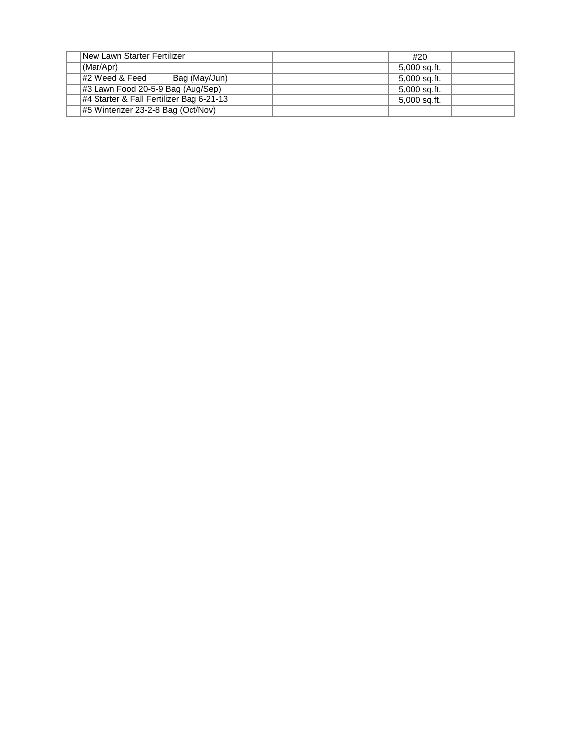| | | | | |
|---|---|---|---|---|
| | New Lawn Starter Fertilizer | | #20 | |
| | (Mar/Apr) | | 5,000 sq.ft. | |
| | #2 Weed & Feed Bag (May/Jun) | | 5,000 sq.ft. | |
| | #3 Lawn Food 20-5-9 Bag (Aug/Sep) | | 5,000 sq.ft. | |
| | #4 Starter & Fall Fertilizer Bag 6-21-13 | | 5,000 sq.ft. | |
| | #5 Winterizer 23-2-8 Bag (Oct/Nov) | | | |